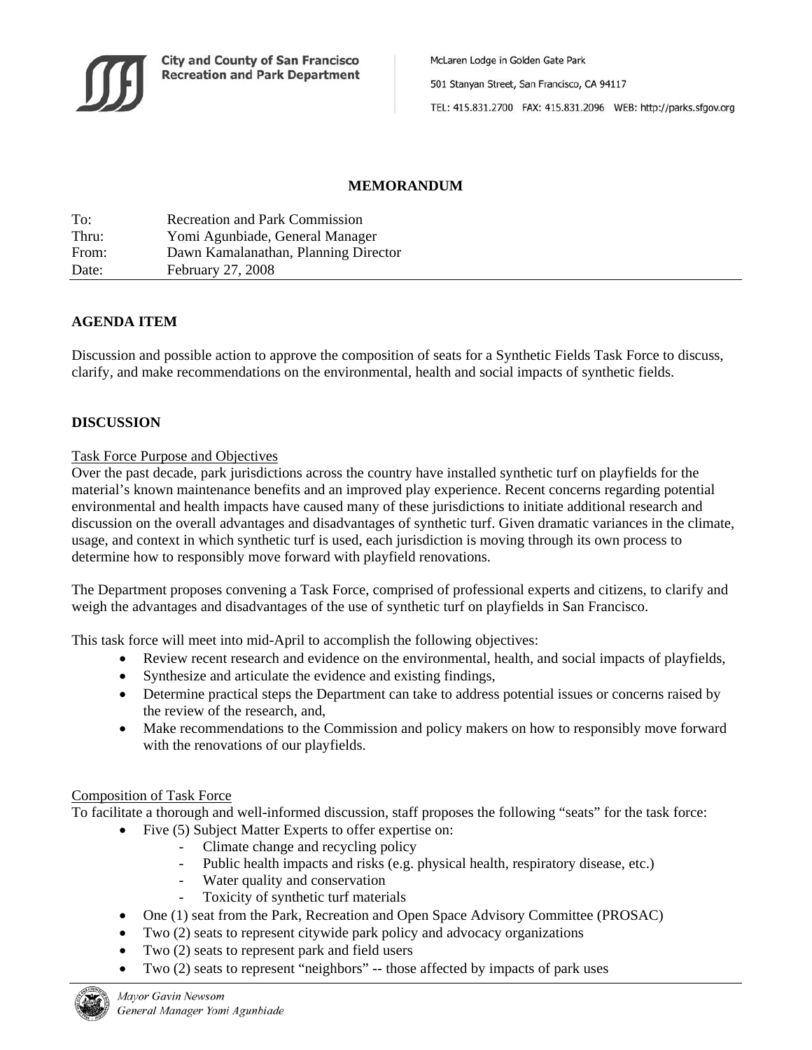City and County of San Francisco
Recreation and Park Department

McLaren Lodge in Golden Gate Park

501 Stanyan Street, San Francisco, CA 94117

TEL: 415.831.2700 FAX: 415.831.2096 WEB: http://parks.sfgov.org

**MEMORANDUM**

| | |
|---|---|
| To: | Recreation and Park Commission |
| Thru: | Yomi Agunbiade, General Manager |
| From: | Dawn Kamalanathan, Planning Director |
| Date: | February 27, 2008 |

## AGENDA ITEM

Discussion and possible action to approve the composition of seats for a Synthetic Fields Task Force to discuss, clarify, and make recommendations on the environmental, health and social impacts of synthetic fields.

## DISCUSSION

### Task Force Purpose and Objectives

Over the past decade, park jurisdictions across the country have installed synthetic turf on playfields for the material's known maintenance benefits and an improved play experience. Recent concerns regarding potential environmental and health impacts have caused many of these jurisdictions to initiate additional research and discussion on the overall advantages and disadvantages of synthetic turf. Given dramatic variances in the climate, usage, and context in which synthetic turf is used, each jurisdiction is moving through its own process to determine how to responsibly move forward with playfield renovations.

The Department proposes convening a Task Force, comprised of professional experts and citizens, to clarify and weigh the advantages and disadvantages of the use of synthetic turf on playfields in San Francisco.

This task force will meet into mid-April to accomplish the following objectives:

- Review recent research and evidence on the environmental, health, and social impacts of playfields,
- Synthesize and articulate the evidence and existing findings,
- Determine practical steps the Department can take to address potential issues or concerns raised by the review of the research, and,
- Make recommendations to the Commission and policy makers on how to responsibly move forward with the renovations of our playfields.

### Composition of Task Force

To facilitate a thorough and well-informed discussion, staff proposes the following "seats" for the task force:

- Five (5) Subject Matter Experts to offer expertise on:
  - Climate change and recycling policy
  - Public health impacts and risks (e.g. physical health, respiratory disease, etc.)
  - Water quality and conservation
  - Toxicity of synthetic turf materials
- One (1) seat from the Park, Recreation and Open Space Advisory Committee (PROSAC)
- Two (2) seats to represent citywide park policy and advocacy organizations
- Two (2) seats to represent park and field users
- Two (2) seats to represent "neighbors" -- those affected by impacts of park uses

*Mayor Gavin Newsom*
*General Manager Yomi Agunbiade*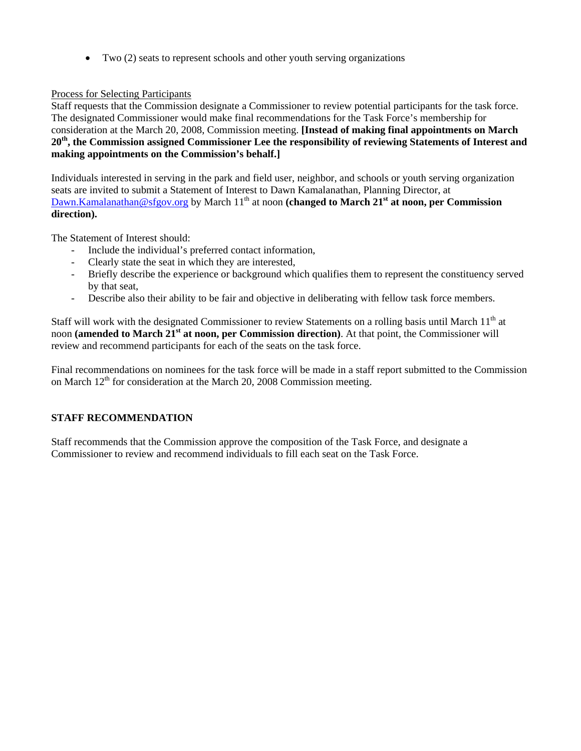- Two (2) seats to represent schools and other youth serving organizations

Process for Selecting Participants

Staff requests that the Commission designate a Commissioner to review potential participants for the task force. The designated Commissioner would make final recommendations for the Task Force's membership for consideration at the March 20, 2008, Commission meeting. **[Instead of making final appointments on March 20th, the Commission assigned Commissioner Lee the responsibility of reviewing Statements of Interest and making appointments on the Commission's behalf.]**

Individuals interested in serving in the park and field user, neighbor, and schools or youth serving organization seats are invited to submit a Statement of Interest to Dawn Kamalanathan, Planning Director, at Dawn.Kamalanathan@sfgov.org by March 11th at noon **(changed to March 21st at noon, per Commission direction).**

The Statement of Interest should:

- Include the individual's preferred contact information,
- Clearly state the seat in which they are interested,
- Briefly describe the experience or background which qualifies them to represent the constituency served by that seat,
- Describe also their ability to be fair and objective in deliberating with fellow task force members.

Staff will work with the designated Commissioner to review Statements on a rolling basis until March 11th at noon **(amended to March 21st at noon, per Commission direction)**. At that point, the Commissioner will review and recommend participants for each of the seats on the task force.

Final recommendations on nominees for the task force will be made in a staff report submitted to the Commission on March 12th for consideration at the March 20, 2008 Commission meeting.

**STAFF RECOMMENDATION**

Staff recommends that the Commission approve the composition of the Task Force, and designate a Commissioner to review and recommend individuals to fill each seat on the Task Force.